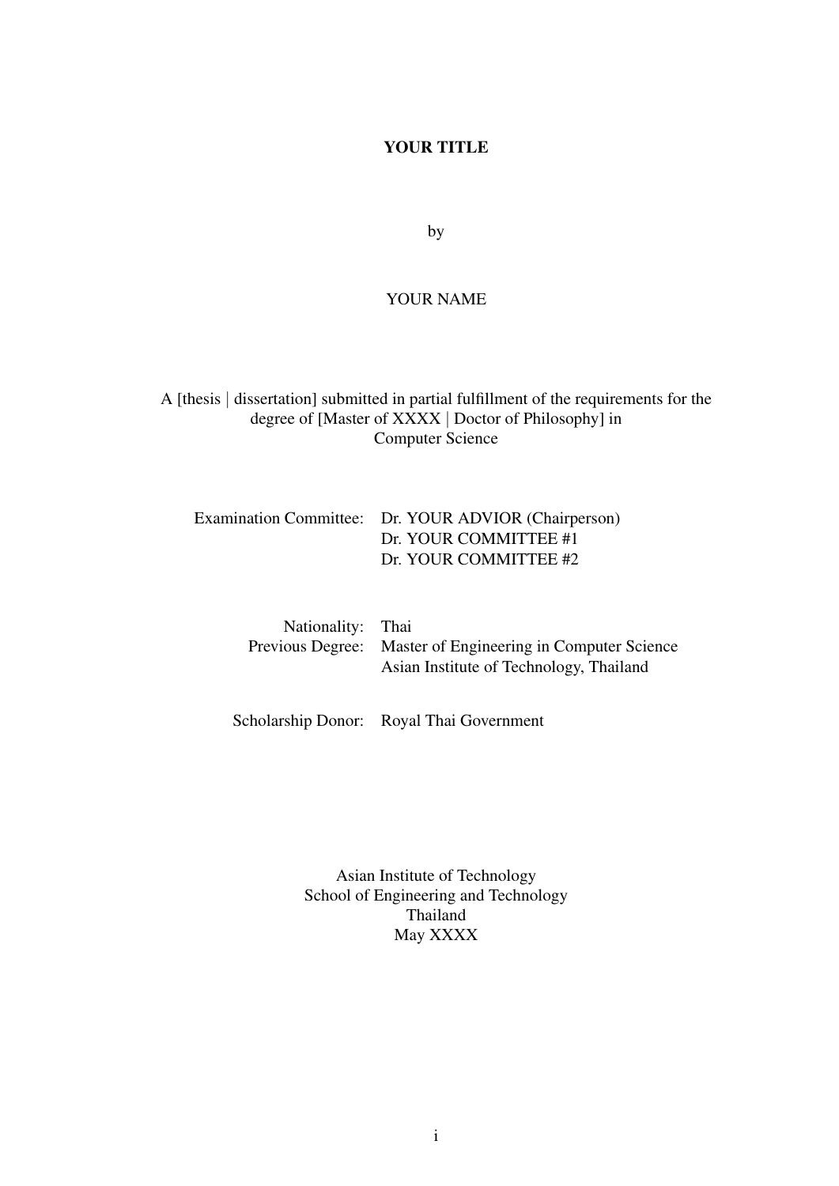**YOUR TITLE**

by

YOUR NAME

A [thesis | dissertation] submitted in partial fulfillment of the requirements for the degree of [Master of XXXX | Doctor of Philosophy] in
Computer Science

| | |
|---|---|
| Examination Committee: | Dr. YOUR ADVIOR (Chairperson) |
| | Dr. YOUR COMMITTEE #1 |
| | Dr. YOUR COMMITTEE #2 |

| | |
|---|---|
| Nationality: | Thai |
| Previous Degree: | Master of Engineering in Computer Science |
| | Asian Institute of Technology, Thailand |

| | |
|---|---|
| Scholarship Donor: | Royal Thai Government |

Asian Institute of Technology
School of Engineering and Technology
Thailand
May XXXX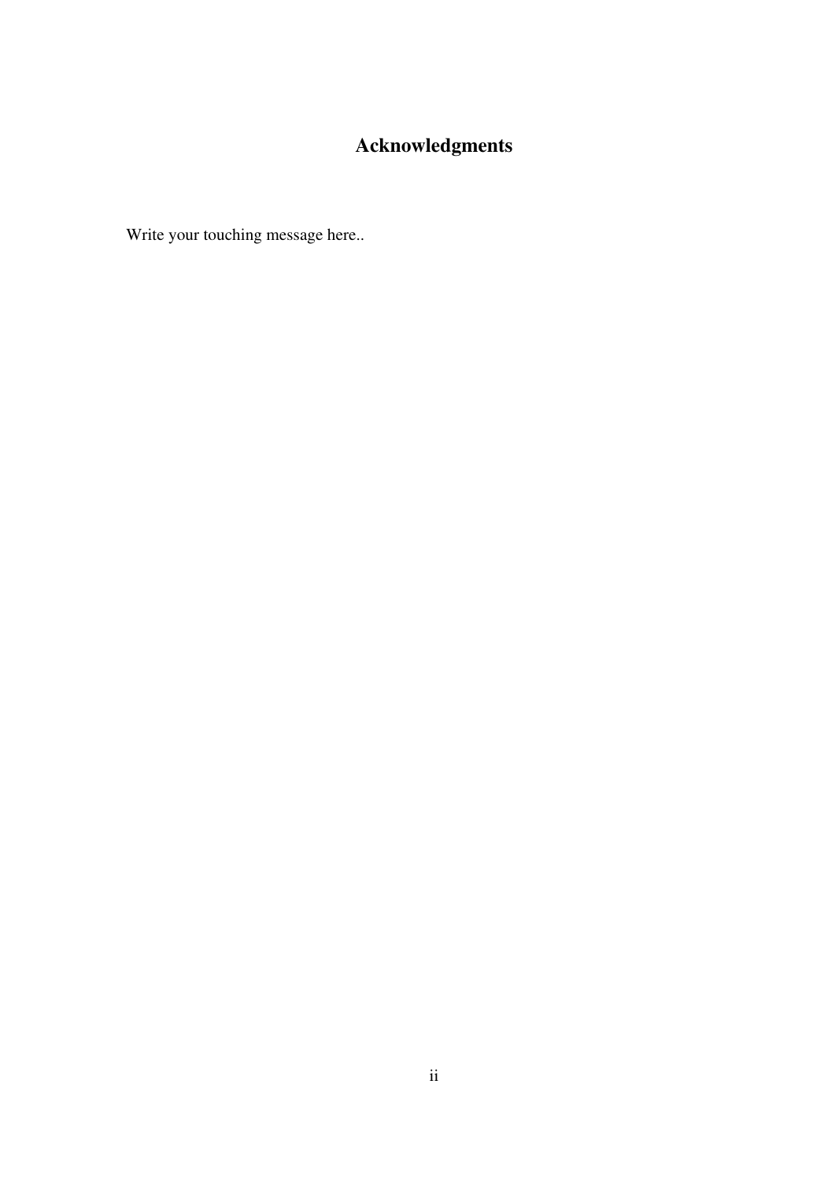# Acknowledgments

Write your touching message here..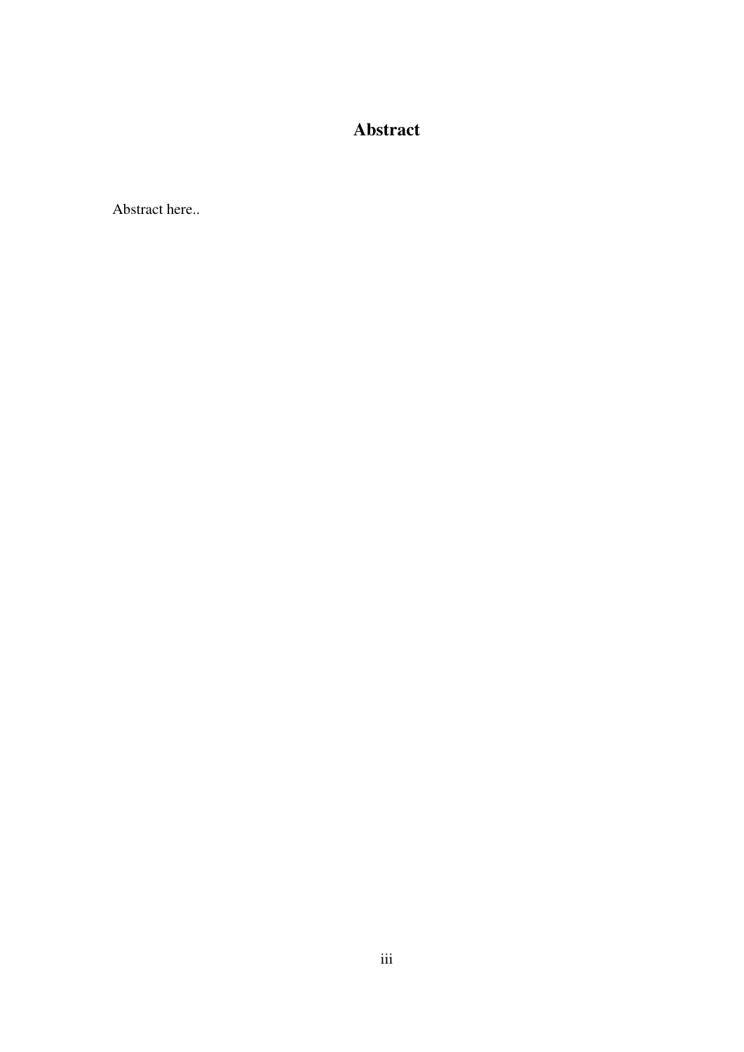# Abstract

Abstract here..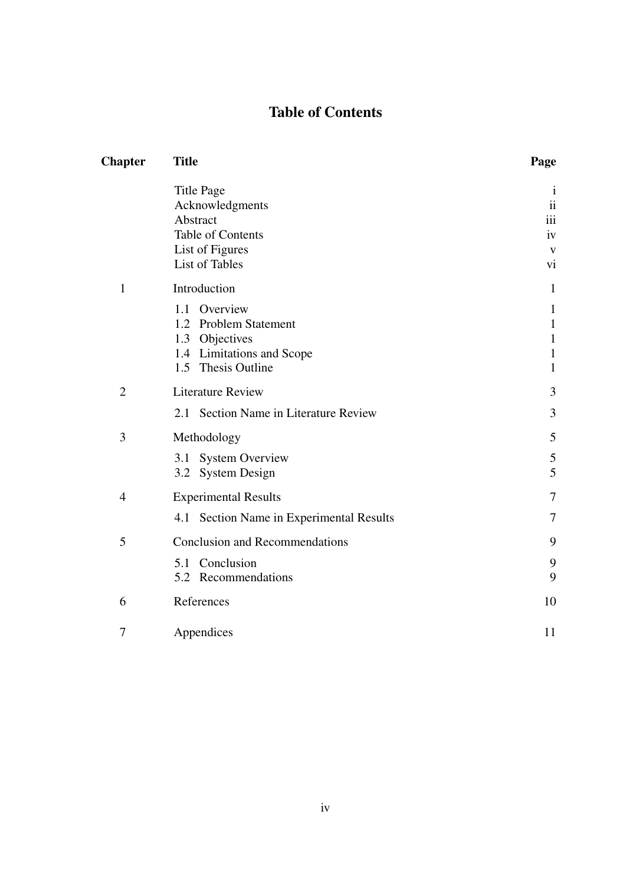# Table of Contents

| Chapter | Title | Page |
|---|---|---|
| | Title Page | i |
| | Acknowledgments | ii |
| | Abstract | iii |
| | Table of Contents | iv |
| | List of Figures | v |
| | List of Tables | vi |
| 1 | Introduction | 1 |
| | 1.1 Overview | 1 |
| | 1.2 Problem Statement | 1 |
| | 1.3 Objectives | 1 |
| | 1.4 Limitations and Scope | 1 |
| | 1.5 Thesis Outline | 1 |
| 2 | Literature Review | 3 |
| | 2.1 Section Name in Literature Review | 3 |
| 3 | Methodology | 5 |
| | 3.1 System Overview | 5 |
| | 3.2 System Design | 5 |
| 4 | Experimental Results | 7 |
| | 4.1 Section Name in Experimental Results | 7 |
| 5 | Conclusion and Recommendations | 9 |
| | 5.1 Conclusion | 9 |
| | 5.2 Recommendations | 9 |
| 6 | References | 10 |
| 7 | Appendices | 11 |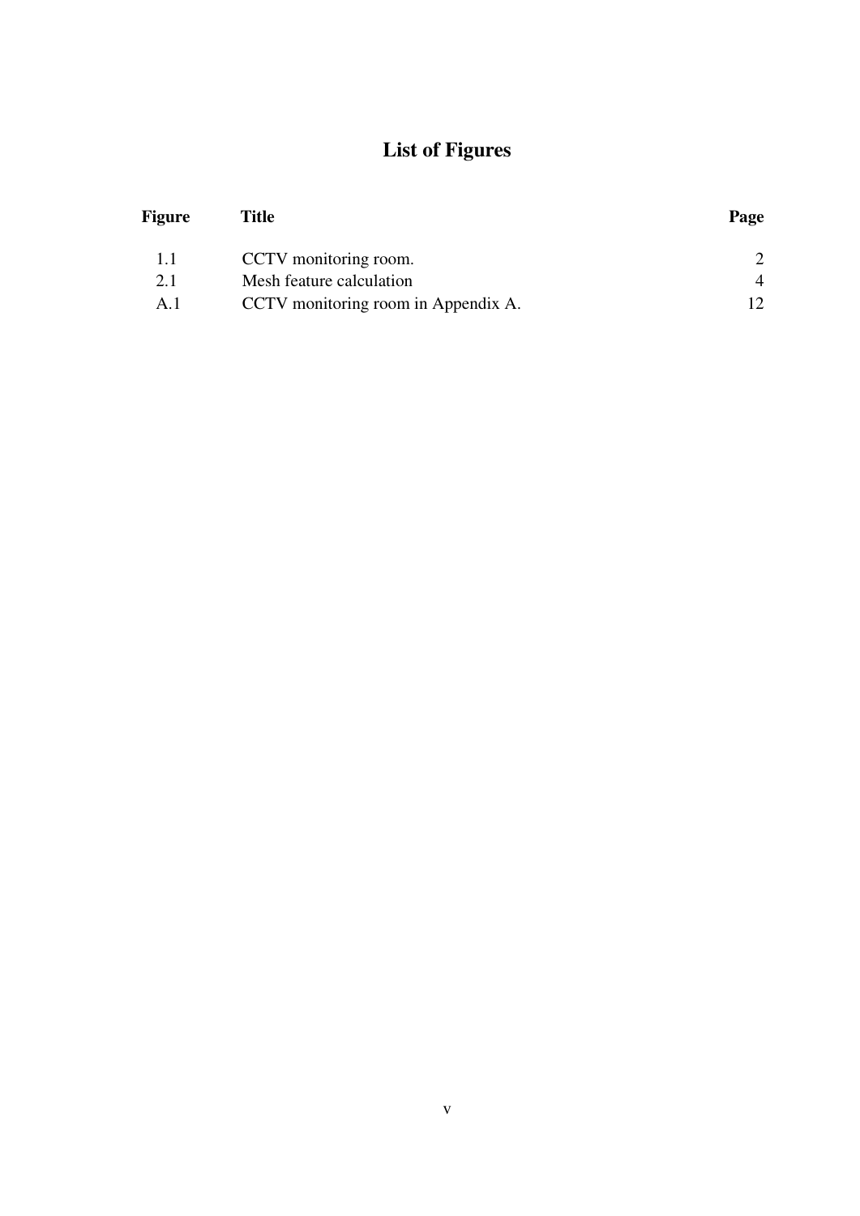# List of Figures

| Figure | Title | Page |
|---|---|---|
| 1.1 | CCTV monitoring room. | 2 |
| 2.1 | Mesh feature calculation | 4 |
| A.1 | CCTV monitoring room in Appendix A. | 12 |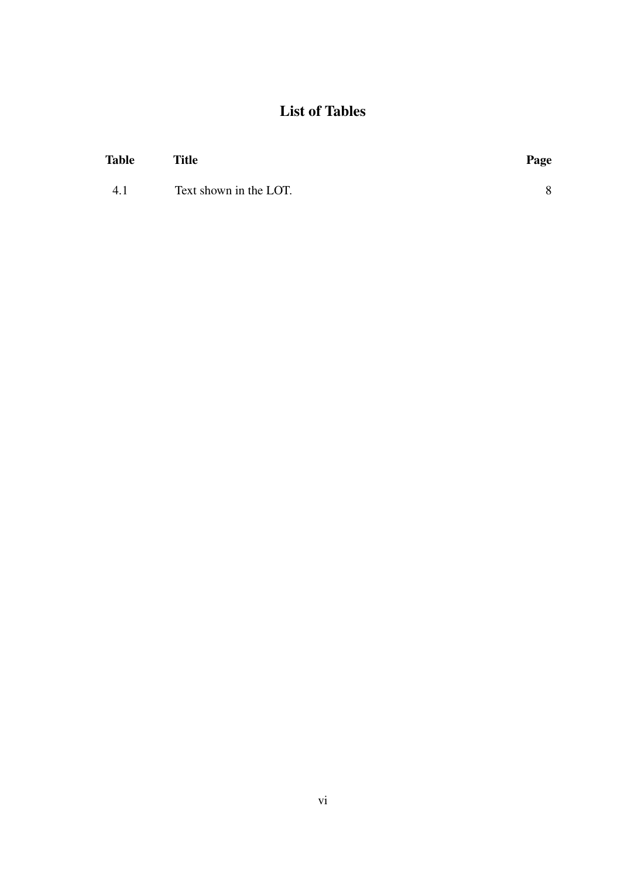# List of Tables

| Table | Title | Page |
|---|---|---|
| 4.1 | Text shown in the LOT. | 8 |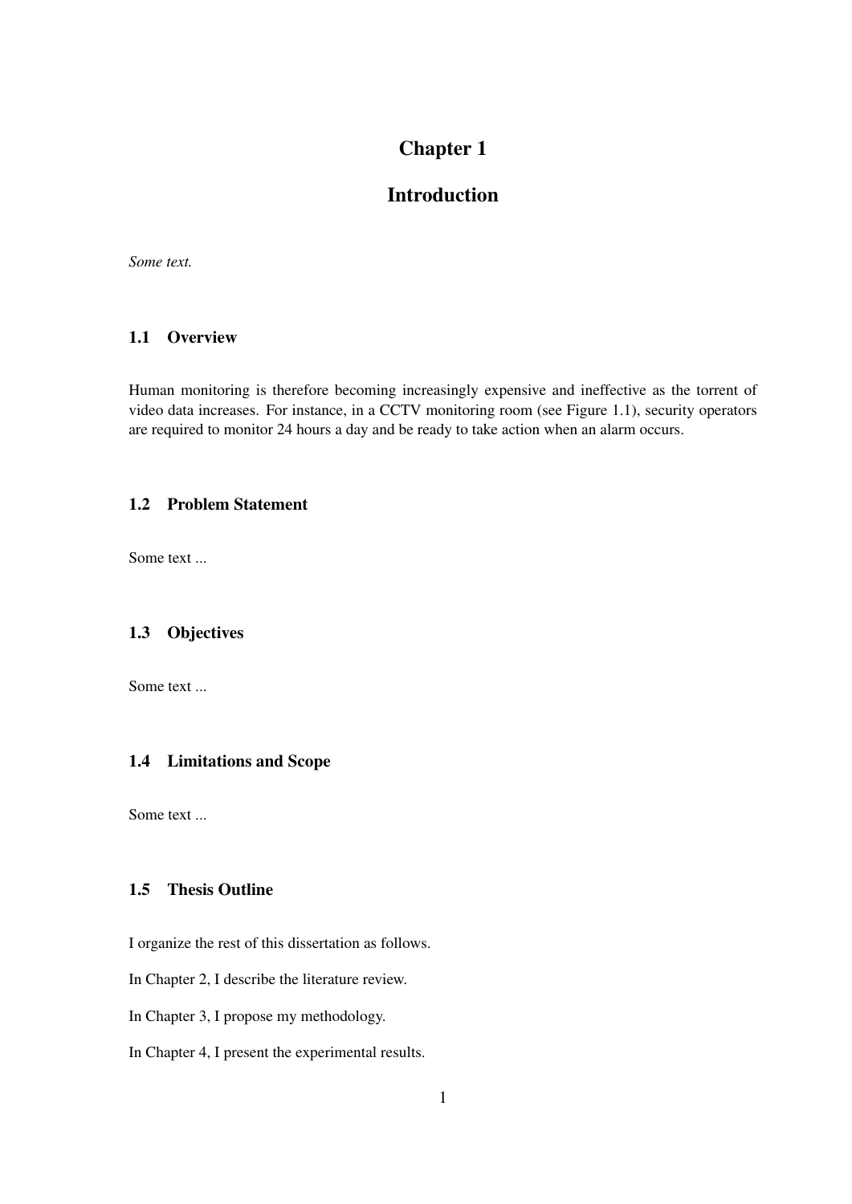# Chapter 1

# Introduction

*Some text.*

## 1.1 Overview

Human monitoring is therefore becoming increasingly expensive and ineffective as the torrent of video data increases. For instance, in a CCTV monitoring room (see Figure 1.1), security operators are required to monitor 24 hours a day and be ready to take action when an alarm occurs.

## 1.2 Problem Statement

Some text ...

## 1.3 Objectives

Some text ...

## 1.4 Limitations and Scope

Some text ...

## 1.5 Thesis Outline

I organize the rest of this dissertation as follows.

In Chapter 2, I describe the literature review.

In Chapter 3, I propose my methodology.

In Chapter 4, I present the experimental results.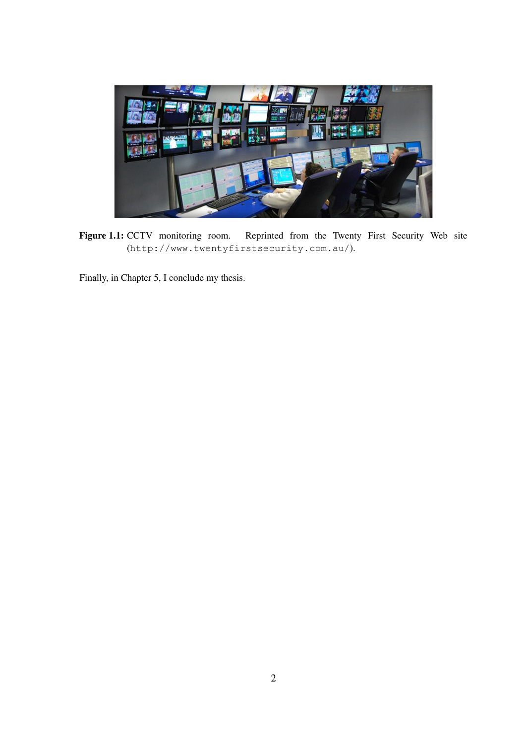**Figure 1.1:** CCTV monitoring room. Reprinted from the Twenty First Security Web site (http://www.twentyfirstsecurity.com.au/).

Finally, in Chapter 5, I conclude my thesis.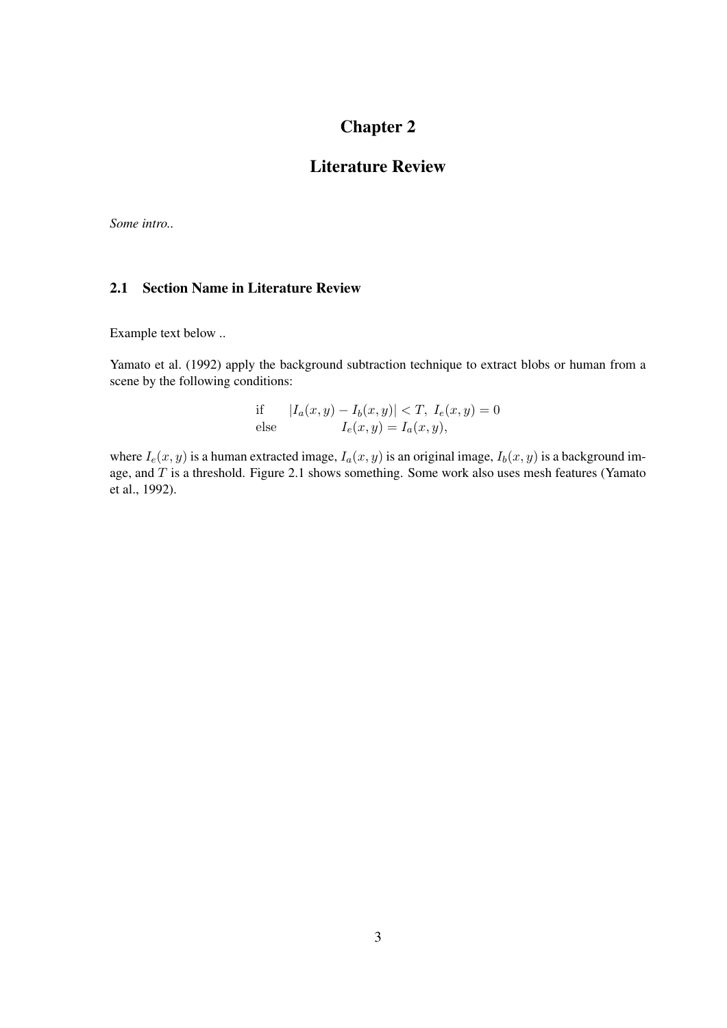# Chapter 2

# Literature Review

*Some intro..*

## 2.1 Section Name in Literature Review

Example text below ..

Yamato et al. (1992) apply the background subtraction technique to extract blobs or human from a scene by the following conditions:

$$
\begin{array}{ll}
\text{if} & |I_a(x,y) - I_b(x,y)| < T,\ I_e(x,y) = 0 \\
\text{else} & \qquad I_e(x,y) = I_a(x,y),
\end{array}
$$

where $I_e(x,y)$ is a human extracted image, $I_a(x,y)$ is an original image, $I_b(x,y)$ is a background image, and $T$ is a threshold. Figure 2.1 shows something. Some work also uses mesh features (Yamato et al., 1992).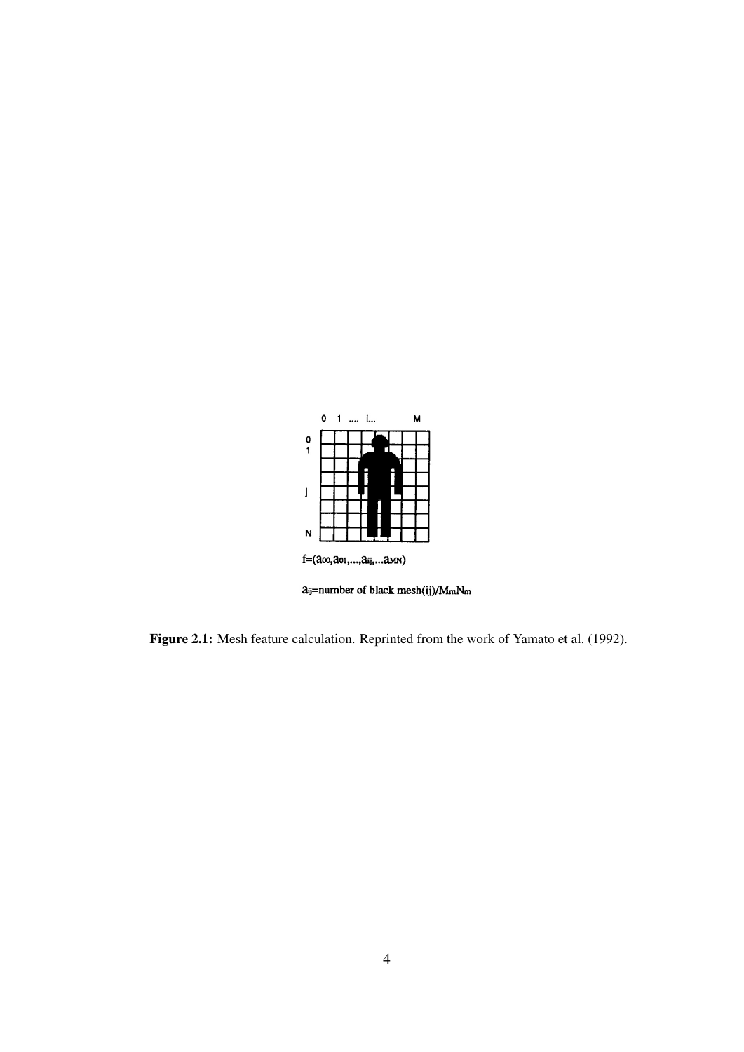Figure 2.1: Mesh feature calculation. Reprinted from the work of Yamato et al. (1992).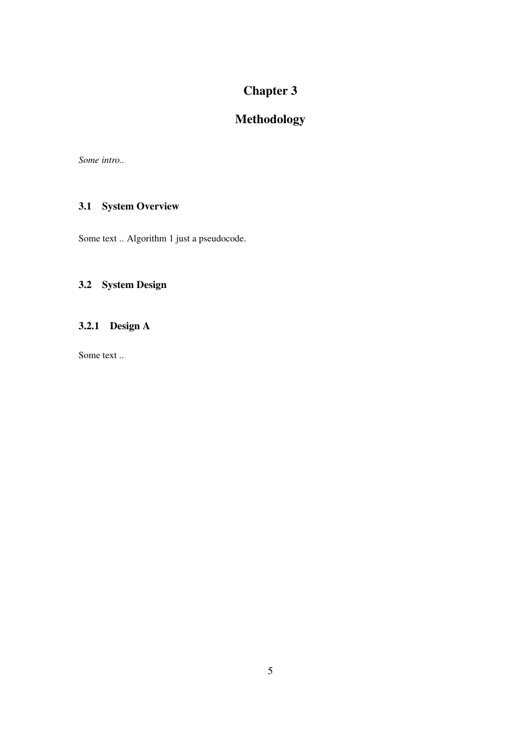# Chapter 3

# Methodology

*Some intro..*

## 3.1 System Overview

Some text .. Algorithm 1 just a pseudocode.

## 3.2 System Design

### 3.2.1 Design A

Some text ..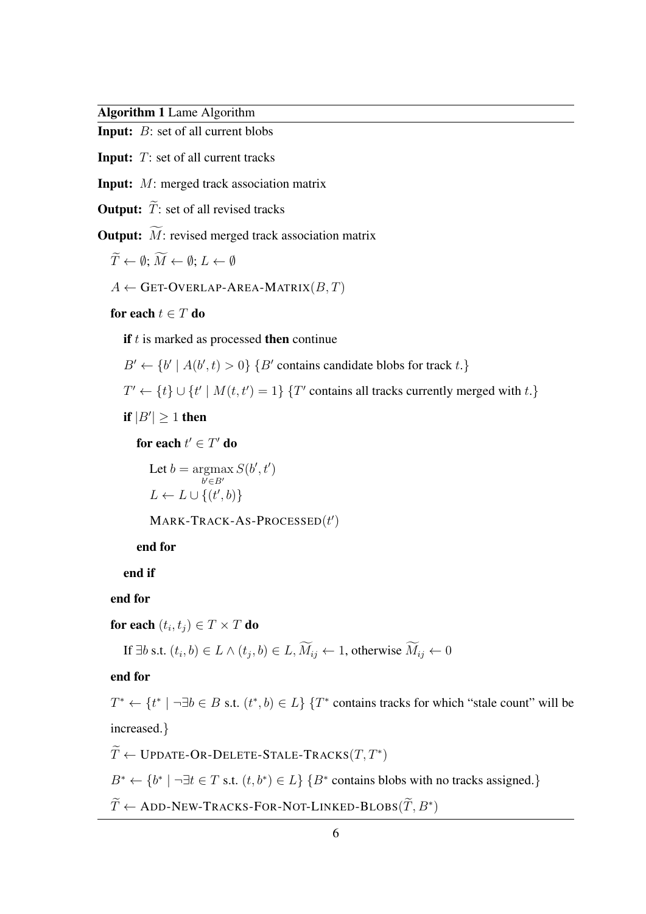**Algorithm 1** Lame Algorithm

**Input:** $B$: set of all current blobs

**Input:** $T$: set of all current tracks

**Input:** $M$: merged track association matrix

**Output:** $\widetilde{T}$: set of all revised tracks

**Output:** $\widetilde{M}$: revised merged track association matrix

$\widetilde{T} \leftarrow \emptyset$; $\widetilde{M} \leftarrow \emptyset$; $L \leftarrow \emptyset$

$A \leftarrow$ GET-OVERLAP-AREA-MATRIX$(B, T)$

**for each** $t \in T$ **do**

  **if** $t$ is marked as processed **then** continue

  $B' \leftarrow \{b' \mid A(b', t) > 0\}$ {$B'$ contains candidate blobs for track $t$.}

  $T' \leftarrow \{t\} \cup \{t' \mid M(t, t') = 1\}$ {$T'$ contains all tracks currently merged with $t$.}

  **if** $|B'| \geq 1$ **then**

    **for each** $t' \in T'$ **do**

      Let $b = \underset{b' \in B'}{\operatorname{argmax}}\, S(b', t')$

      $L \leftarrow L \cup \{(t', b)\}$

      MARK-TRACK-AS-PROCESSED$(t')$

    **end for**

  **end if**

**end for**

**for each** $(t_i, t_j) \in T \times T$ **do**

  If $\exists b$ s.t. $(t_i, b) \in L \wedge (t_j, b) \in L$, $\widetilde{M}_{ij} \leftarrow 1$, otherwise $\widetilde{M}_{ij} \leftarrow 0$

**end for**

$T^* \leftarrow \{t^* \mid \neg\exists b \in B \text{ s.t. } (t^*, b) \in L\}$ {$T^*$ contains tracks for which "stale count" will be increased.}

$\widetilde{T} \leftarrow$ UPDATE-OR-DELETE-STALE-TRACKS$(T, T^*)$

$B^* \leftarrow \{b^* \mid \neg\exists t \in T \text{ s.t. } (t, b^*) \in L\}$ {$B^*$ contains blobs with no tracks assigned.}

$\widetilde{T} \leftarrow$ ADD-NEW-TRACKS-FOR-NOT-LINKED-BLOBS$(\widetilde{T}, B^*)$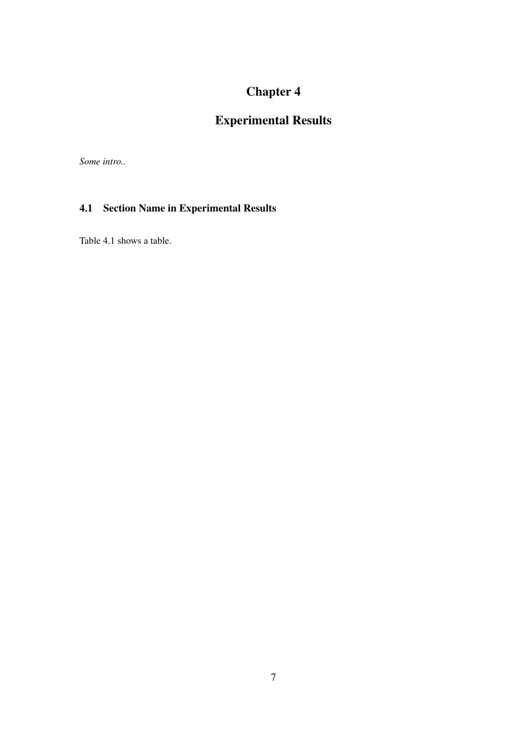# Chapter 4

# Experimental Results

*Some intro..*

## 4.1 Section Name in Experimental Results

Table 4.1 shows a table.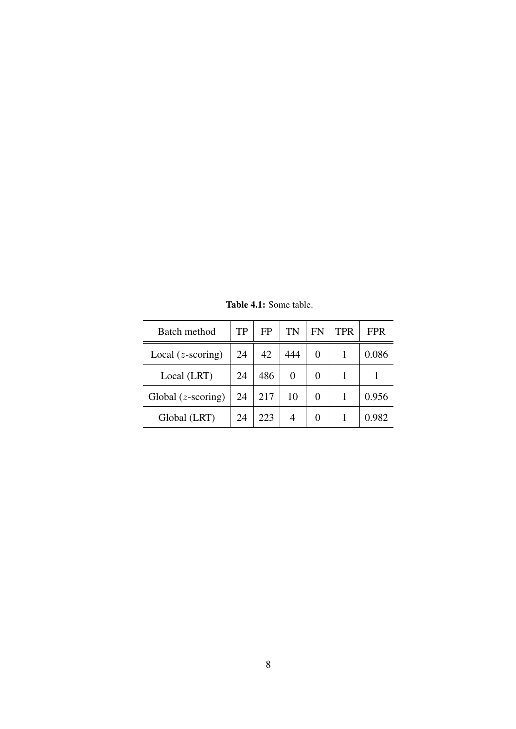**Table 4.1:** Some table.

| Batch method | TP | FP | TN | FN | TPR | FPR |
|---|---|---|---|---|---|---|
| Local ($z$-scoring) | 24 | 42 | 444 | 0 | 1 | 0.086 |
| Local (LRT) | 24 | 486 | 0 | 0 | 1 | 1 |
| Global ($z$-scoring) | 24 | 217 | 10 | 0 | 1 | 0.956 |
| Global (LRT) | 24 | 223 | 4 | 0 | 1 | 0.982 |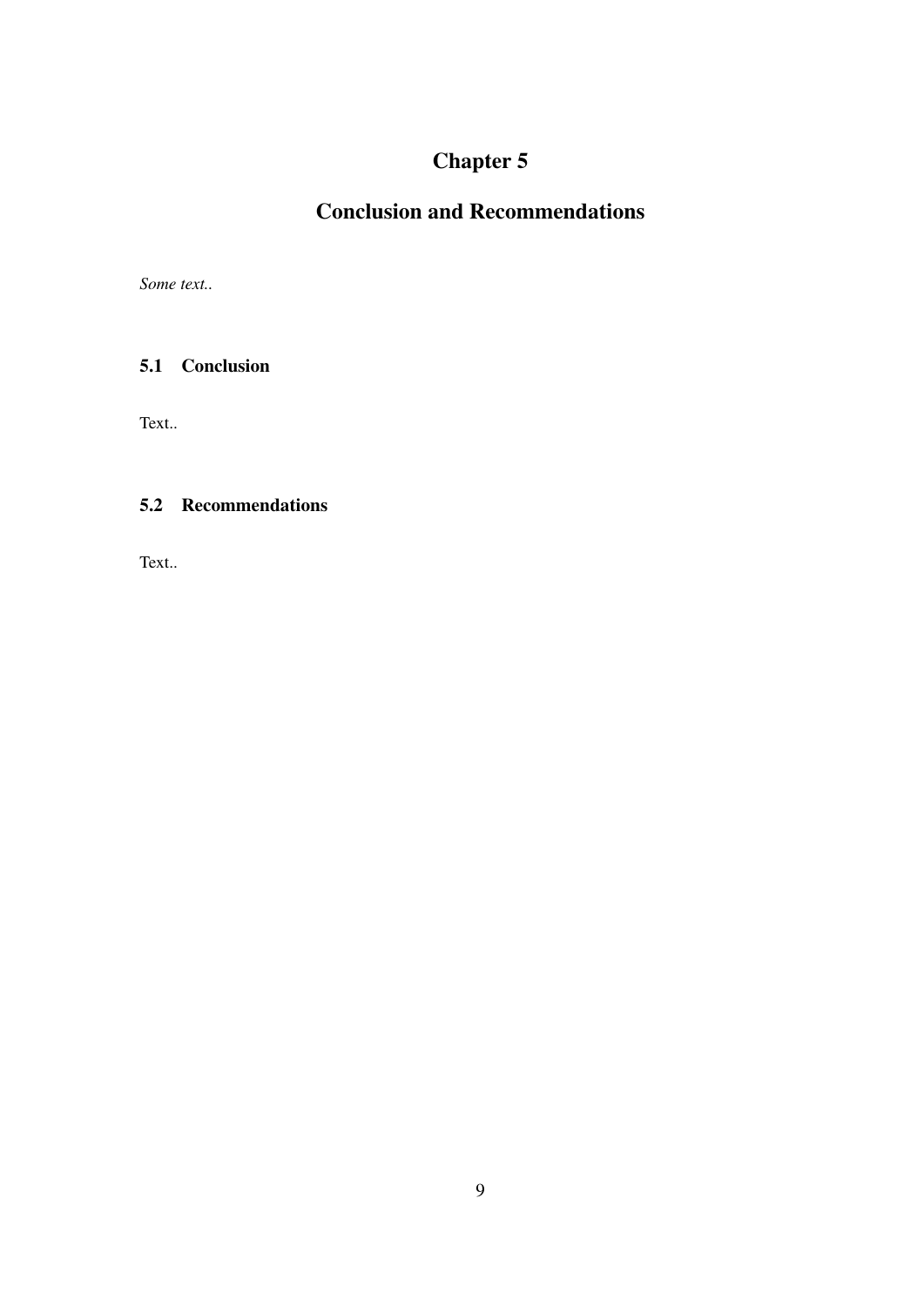# Chapter 5

# Conclusion and Recommendations

*Some text..*

## 5.1 Conclusion

Text..

## 5.2 Recommendations

Text..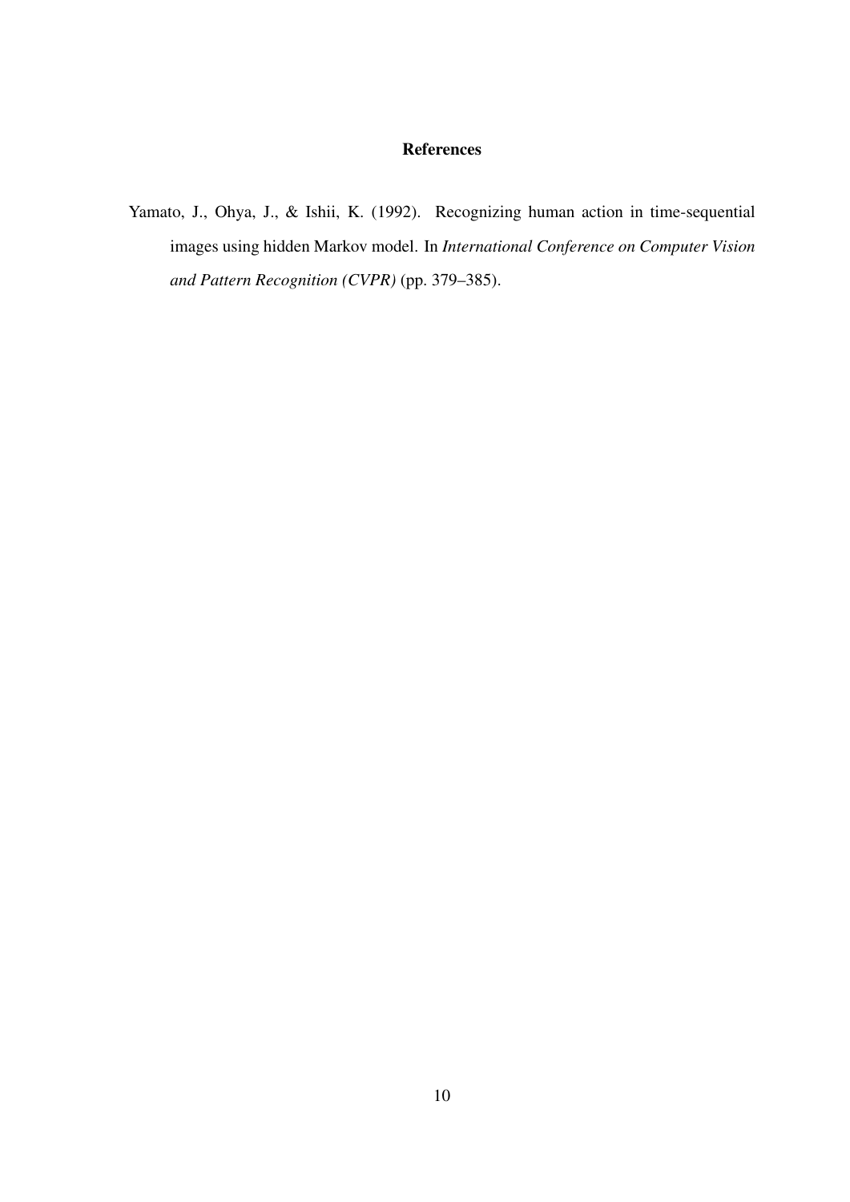## References

Yamato, J., Ohya, J., & Ishii, K. (1992). Recognizing human action in time-sequential images using hidden Markov model. In *International Conference on Computer Vision and Pattern Recognition (CVPR)* (pp. 379–385).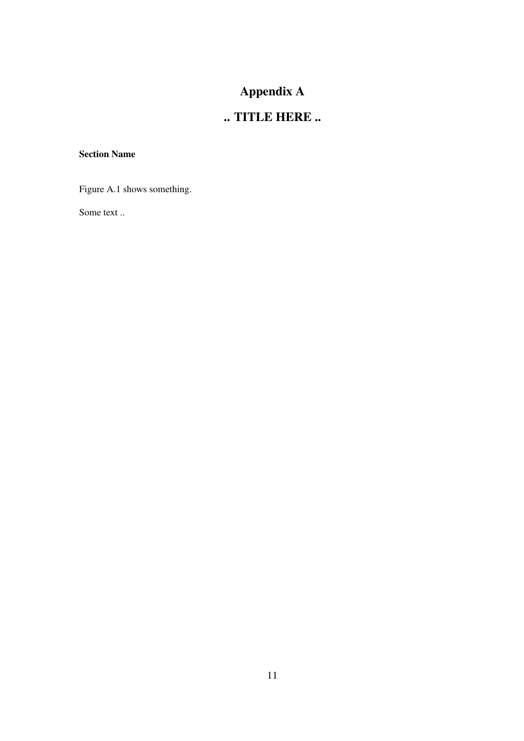# Appendix A

# .. TITLE HERE ..

**Section Name**

Figure A.1 shows something.

Some text ..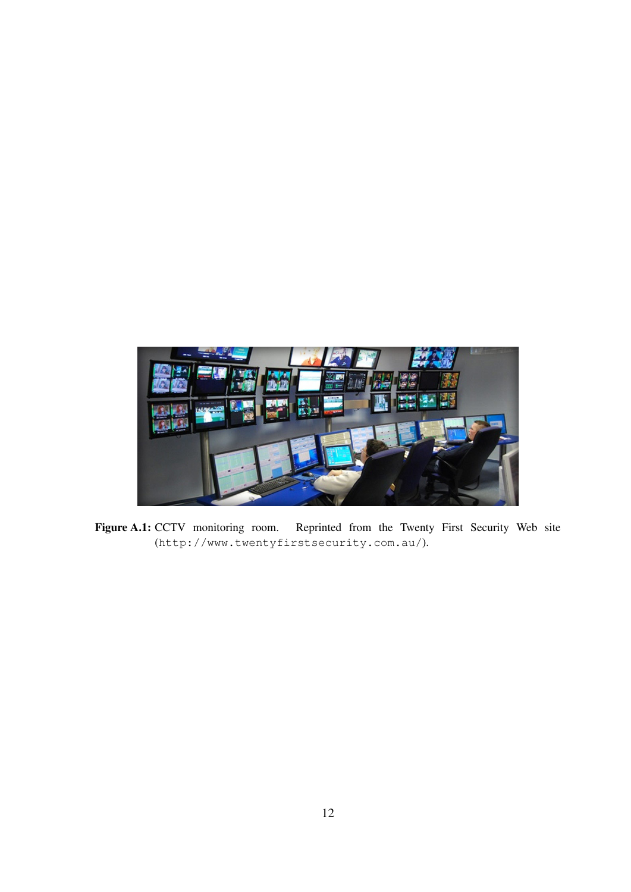**Figure A.1:** CCTV monitoring room. Reprinted from the Twenty First Security Web site (http://www.twentyfirstsecurity.com.au/).